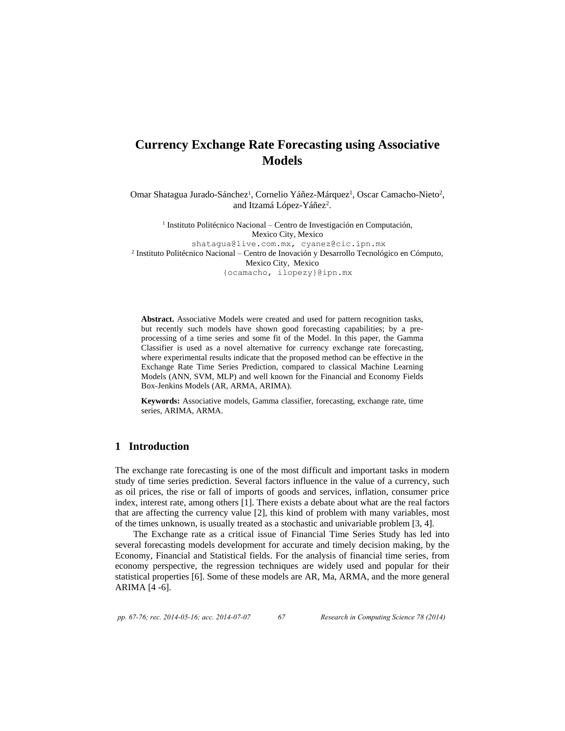# Currency Exchange Rate Forecasting using Associative Models

Omar Shatagua Jurado-Sánchez[1], Cornelio Yáñez-Márquez[1], Oscar Camacho-Nieto[2], and Itzamá López-Yáñez[2].

[1] Instituto Politécnico Nacional – Centro de Investigación en Computación, Mexico City, Mexico
shatagua@live.com.mx, cyanez@cic.ipn.mx

[2] Instituto Politécnico Nacional – Centro de Inovación y Desarrollo Tecnológico en Cómputo, Mexico City, Mexico
{ocamacho, ilopezy}@ipn.mx

**Abstract.** Associative Models were created and used for pattern recognition tasks, but recently such models have shown good forecasting capabilities; by a pre-processing of a time series and some fit of the Model. In this paper, the Gamma Classifier is used as a novel alternative for currency exchange rate forecasting, where experimental results indicate that the proposed method can be effective in the Exchange Rate Time Series Prediction, compared to classical Machine Learning Models (ANN, SVM, MLP) and well known for the Financial and Economy Fields Box-Jenkins Models (AR, ARMA, ARIMA).

**Keywords:** Associative models, Gamma classifier, forecasting, exchange rate, time series, ARIMA, ARMA.

## 1 Introduction

The exchange rate forecasting is one of the most difficult and important tasks in modern study of time series prediction. Several factors influence in the value of a currency, such as oil prices, the rise or fall of imports of goods and services, inflation, consumer price index, interest rate, among others [1]. There exists a debate about what are the real factors that are affecting the currency value [2], this kind of problem with many variables, most of the times unknown, is usually treated as a stochastic and univariable problem [3, 4].

The Exchange rate as a critical issue of Financial Time Series Study has led into several forecasting models development for accurate and timely decision making, by the Economy, Financial and Statistical fields. For the analysis of financial time series, from economy perspective, the regression techniques are widely used and popular for their statistical properties [6]. Some of these models are AR, Ma, ARMA, and the more general ARIMA [4 -6].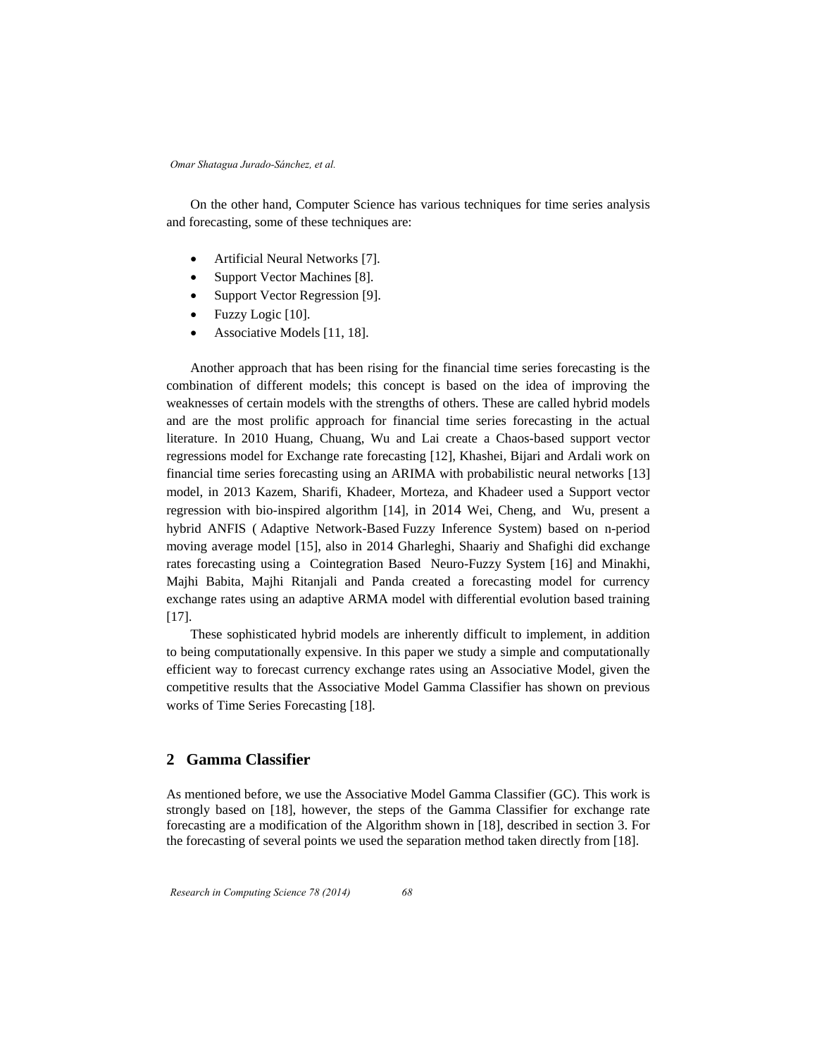On the other hand, Computer Science has various techniques for time series analysis and forecasting, some of these techniques are:

- Artificial Neural Networks [7].
- Support Vector Machines [8].
- Support Vector Regression [9].
- Fuzzy Logic [10].
- Associative Models [11, 18].

Another approach that has been rising for the financial time series forecasting is the combination of different models; this concept is based on the idea of improving the weaknesses of certain models with the strengths of others. These are called hybrid models and are the most prolific approach for financial time series forecasting in the actual literature. In 2010 Huang, Chuang, Wu and Lai create a Chaos-based support vector regressions model for Exchange rate forecasting [12], Khashei, Bijari and Ardali work on financial time series forecasting using an ARIMA with probabilistic neural networks [13] model, in 2013 Kazem, Sharifi, Khadeer, Morteza, and Khadeer used a Support vector regression with bio-inspired algorithm [14], in 2014 Wei, Cheng, and Wu, present a hybrid ANFIS ( Adaptive Network-Based Fuzzy Inference System) based on n-period moving average model [15], also in 2014 Gharleghi, Shaariy and Shafighi did exchange rates forecasting using a Cointegration Based Neuro-Fuzzy System [16] and Minakhi, Majhi Babita, Majhi Ritanjali and Panda created a forecasting model for currency exchange rates using an adaptive ARMA model with differential evolution based training [17].

These sophisticated hybrid models are inherently difficult to implement, in addition to being computationally expensive. In this paper we study a simple and computationally efficient way to forecast currency exchange rates using an Associative Model, given the competitive results that the Associative Model Gamma Classifier has shown on previous works of Time Series Forecasting [18].

## 2 Gamma Classifier

As mentioned before, we use the Associative Model Gamma Classifier (GC). This work is strongly based on [18], however, the steps of the Gamma Classifier for exchange rate forecasting are a modification of the Algorithm shown in [18], described in section 3. For the forecasting of several points we used the separation method taken directly from [18].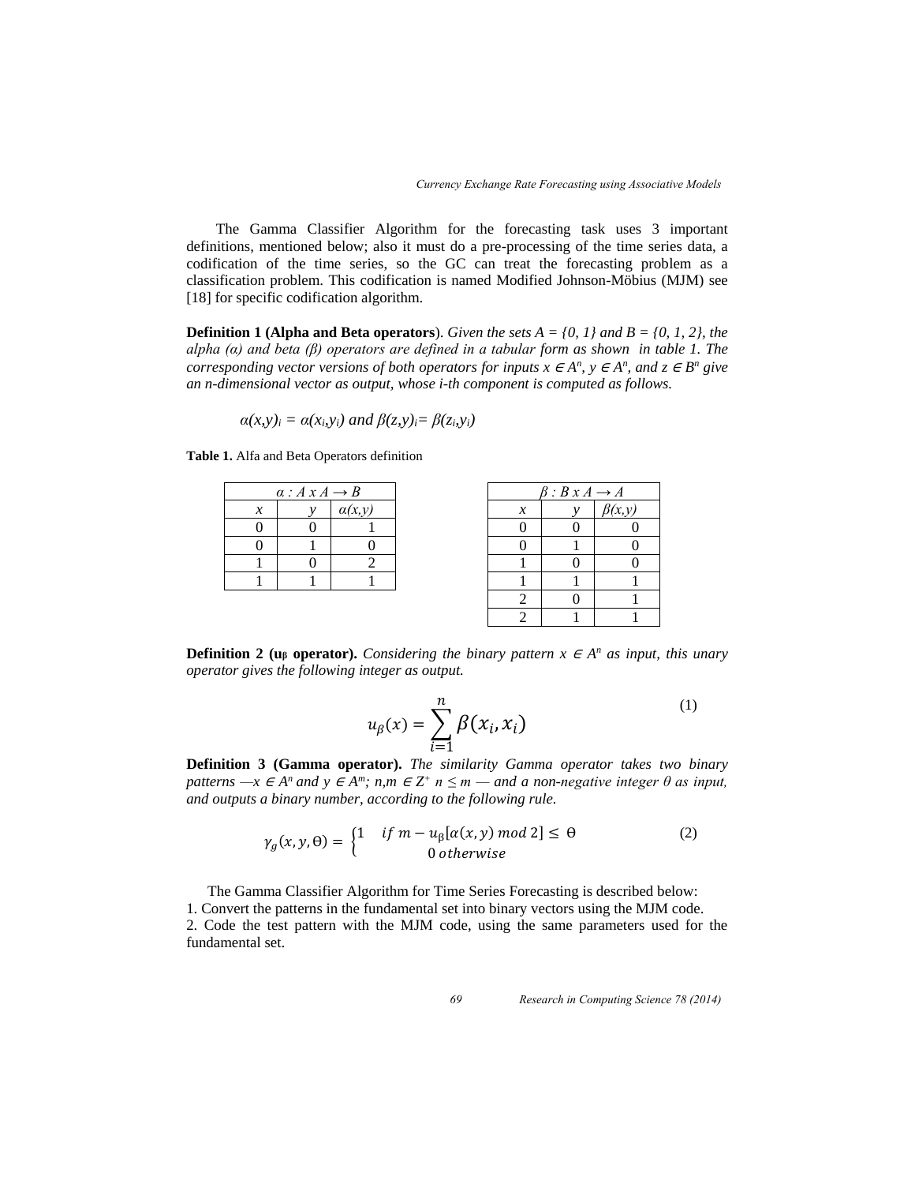The Gamma Classifier Algorithm for the forecasting task uses 3 important definitions, mentioned below; also it must do a pre-processing of the time series data, a codification of the time series, so the GC can treat the forecasting problem as a classification problem. This codification is named Modified Johnson-Möbius (MJM) see [18] for specific codification algorithm.

**Definition 1 (Alpha and Beta operators**). *Given the sets $A = \{0, 1\}$ and $B = \{0, 1, 2\}$, the alpha (α) and beta (β) operators are defined in a tabular form as shown in table 1. The corresponding vector versions of both operators for inputs $x \in A^n$, $y \in A^n$, and $z \in B^n$ give an n-dimensional vector as output, whose i-th component is computed as follows.*

$$\alpha(x,y)_i = \alpha(x_i,y_i) \text{ and } \beta(z,y)_i = \beta(z_i,y_i)$$

**Table 1.** Alfa and Beta Operators definition

| $\alpha : A \times A \rightarrow B$ | | |
|---|---|---|
| $x$ | $y$ | $\alpha(x,y)$ |
| 0 | 0 | 1 |
| 0 | 1 | 0 |
| 1 | 0 | 2 |
| 1 | 1 | 1 |

| $\beta : B \times A \rightarrow A$ | | |
|---|---|---|
| $x$ | $y$ | $\beta(x,y)$ |
| 0 | 0 | 0 |
| 0 | 1 | 0 |
| 1 | 0 | 0 |
| 1 | 1 | 1 |
| 2 | 0 | 1 |
| 2 | 1 | 1 |

**Definition 2 ($u_\beta$ operator).** *Considering the binary pattern $x \in A^n$ as input, this unary operator gives the following integer as output.*

$$u_\beta(x) = \sum_{i=1}^{n} \beta(x_i, x_i) \tag{1}$$

**Definition 3 (Gamma operator).** *The similarity Gamma operator takes two binary patterns —$x \in A^n$ and $y \in A^m$; $n,m \in Z^+$ $n \leq m$ — and a non-negative integer θ as input, and outputs a binary number, according to the following rule.*

$$\gamma_g(x, y, \Theta) = \begin{cases} 1 & \text{if } m - u_\beta[\alpha(x,y) \bmod 2] \leq \Theta \\ 0 & \text{otherwise} \end{cases} \tag{2}$$

The Gamma Classifier Algorithm for Time Series Forecasting is described below:

1. Convert the patterns in the fundamental set into binary vectors using the MJM code.
2. Code the test pattern with the MJM code, using the same parameters used for the fundamental set.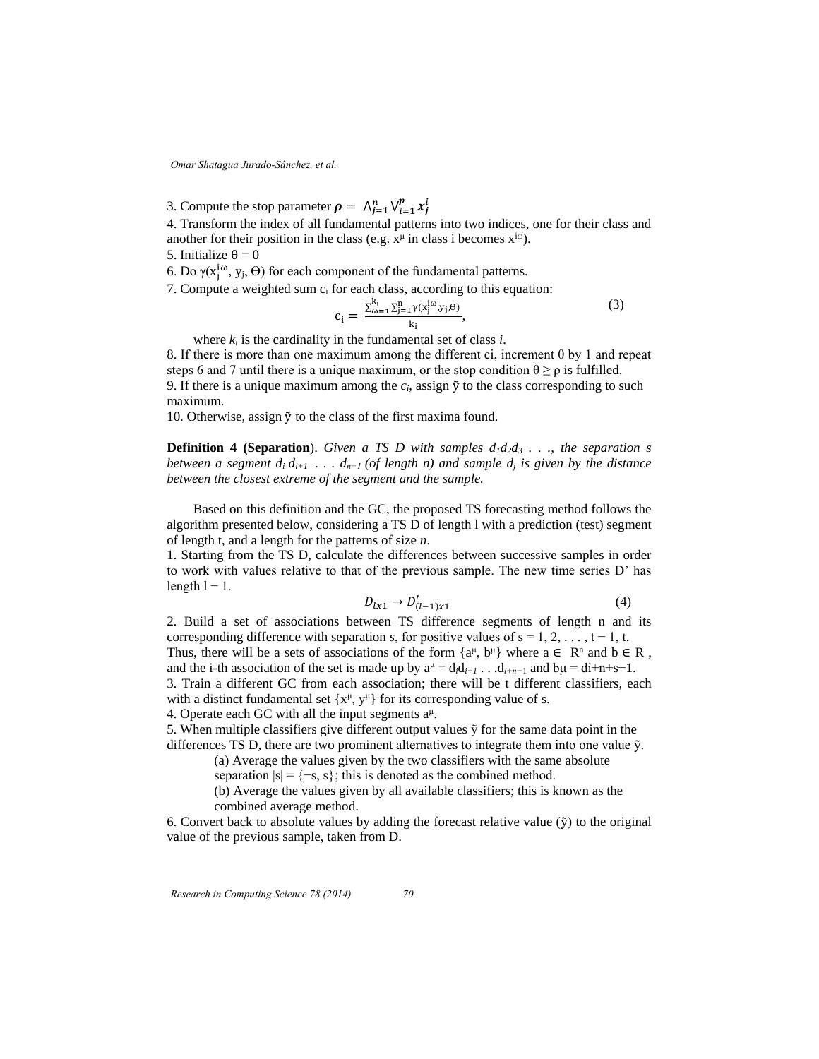3. Compute the stop parameter $\boldsymbol{\rho} = \bigwedge_{j=1}^{n} \bigvee_{i=1}^{p} x_j^i$

4. Transform the index of all fundamental patterns into two indices, one for their class and another for their position in the class (e.g. $x^{\mu}$ in class i becomes $x^{i\omega}$).

5. Initialize θ = 0

6. Do $\gamma(x_j^{i\omega}, y_j, \Theta)$ for each component of the fundamental patterns.

7. Compute a weighted sum $c_i$ for each class, according to this equation:

$$c_i = \frac{\sum_{\omega=1}^{k_i} \sum_{j=1}^{n} \gamma(x_j^{i\omega}, y_j, \theta)}{k_i}, \tag{3}$$

where $k_i$ is the cardinality in the fundamental set of class *i*.

8. If there is more than one maximum among the different ci, increment θ by 1 and repeat steps 6 and 7 until there is a unique maximum, or the stop condition $\theta \geq \rho$ is fulfilled.

9. If there is a unique maximum among the $c_i$, assign $\tilde{y}$ to the class corresponding to such maximum.

10. Otherwise, assign $\tilde{y}$ to the class of the first maxima found.

**Definition 4 (Separation)**. *Given a TS D with samples $d_1 d_2 d_3$ . . ., the separation s between a segment $d_i\, d_{i+1}$ . . . $d_{n-1}$ (of length n) and sample $d_j$ is given by the distance between the closest extreme of the segment and the sample.*

Based on this definition and the GC, the proposed TS forecasting method follows the algorithm presented below, considering a TS D of length l with a prediction (test) segment of length t, and a length for the patterns of size *n*.

1. Starting from the TS D, calculate the differences between successive samples in order to work with values relative to that of the previous sample. The new time series D' has length l − 1.

$$D_{lx1} \rightarrow D'_{(l-1)x1} \tag{4}$$

2. Build a set of associations between TS difference segments of length n and its corresponding difference with separation *s*, for positive values of s = 1, 2, . . . , t − 1, t. Thus, there will be a sets of associations of the form $\{a^{\mu}, b^{\mu}\}$ where $a \in \mathbb{R}^n$ and $b \in \mathbb{R}$, and the i-th association of the set is made up by $a^{\mu} = d_i d_{i+1} \ldots d_{i+n-1}$ and $b\mu = d_{i+n+s-1}$.

3. Train a different GC from each association; there will be t different classifiers, each with a distinct fundamental set $\{x^{\mu}, y^{\mu}\}$ for its corresponding value of s.

4. Operate each GC with all the input segments $a^{\mu}$.

5. When multiple classifiers give different output values $\tilde{y}$ for the same data point in the differences TS D, there are two prominent alternatives to integrate them into one value $\tilde{y}$.

   (a) Average the values given by the two classifiers with the same absolute separation $|s| = \{-s, s\}$; this is denoted as the combined method.

   (b) Average the values given by all available classifiers; this is known as the combined average method.

6. Convert back to absolute values by adding the forecast relative value ($\tilde{y}$) to the original value of the previous sample, taken from D.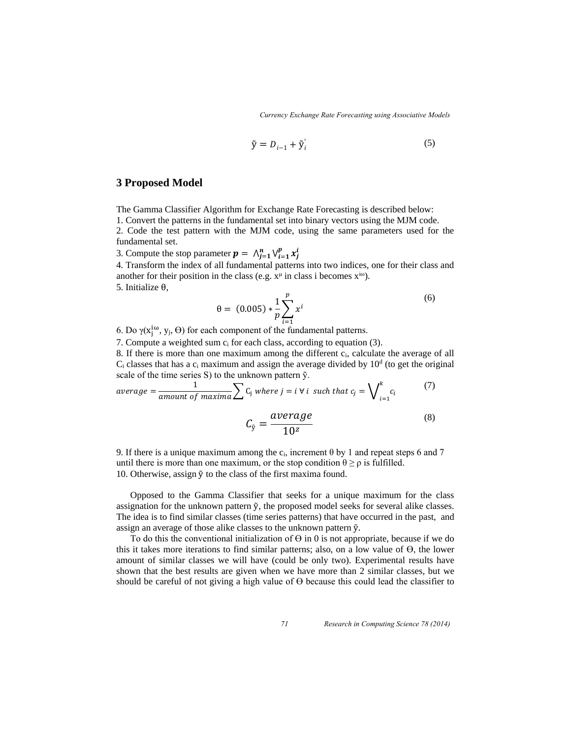$$\tilde{y} = D_{i-1} + \tilde{y}_i^{'} \tag{5}$$

## 3 Proposed Model

The Gamma Classifier Algorithm for Exchange Rate Forecasting is described below:

1. Convert the patterns in the fundamental set into binary vectors using the MJM code.
2. Code the test pattern with the MJM code, using the same parameters used for the fundamental set.
3. Compute the stop parameter $\boldsymbol{p} = \wedge_{j=1}^{n} \vee_{i=1}^{p} \boldsymbol{x}_j^i$
4. Transform the index of all fundamental patterns into two indices, one for their class and another for their position in the class (e.g. $x^{\mu}$ in class i becomes $x^{i\omega}$).
5. Initialize θ,

$$\theta = (0.005) * \frac{1}{p} \sum_{i=1}^{p} x^i \tag{6}$$

6. Do $\gamma(x_j^{i\omega}, y_j, \Theta)$ for each component of the fundamental patterns.
7. Compute a weighted sum $c_i$ for each class, according to equation (3).
8. If there is more than one maximum among the different $c_i$, calculate the average of all $C_i$ classes that has a $c_i$ maximum and assign the average divided by $10^d$ (to get the original scale of the time series S) to the unknown pattern ỹ.

$$average = \frac{1}{amount\ of\ maxima} \sum C_j \ where\ j = i\ \forall\ i\ \ such\ that\ c_j = \bigvee_{i=1}^{k} c_i \tag{7}$$

$$C_{\tilde{y}} = \frac{average}{10^z} \tag{8}$$

9. If there is a unique maximum among the $c_i$, increment θ by 1 and repeat steps 6 and 7 until there is more than one maximum, or the stop condition $\theta \geq \rho$ is fulfilled.
10. Otherwise, assign ỹ to the class of the first maxima found.

Opposed to the Gamma Classifier that seeks for a unique maximum for the class assignation for the unknown pattern $\tilde{y}$, the proposed model seeks for several alike classes. The idea is to find similar classes (time series patterns) that have occurred in the past, and assign an average of those alike classes to the unknown pattern ỹ.

To do this the conventional initialization of Θ in 0 is not appropriate, because if we do this it takes more iterations to find similar patterns; also, on a low value of Θ, the lower amount of similar classes we will have (could be only two). Experimental results have shown that the best results are given when we have more than 2 similar classes, but we should be careful of not giving a high value of Θ because this could lead the classifier to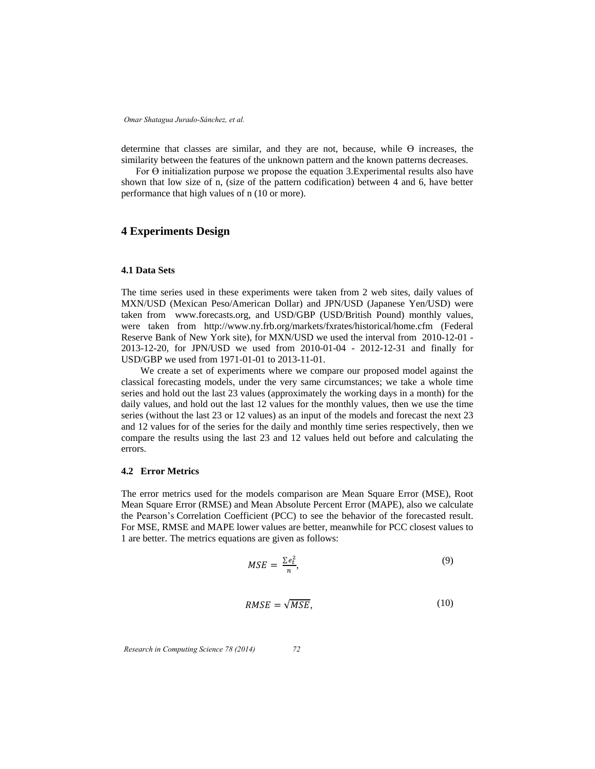determine that classes are similar, and they are not, because, while ϴ increases, the similarity between the features of the unknown pattern and the known patterns decreases.

For ϴ initialization purpose we propose the equation 3.Experimental results also have shown that low size of n, (size of the pattern codification) between 4 and 6, have better performance that high values of n (10 or more).

## 4 Experiments Design

### 4.1 Data Sets

The time series used in these experiments were taken from 2 web sites, daily values of MXN/USD (Mexican Peso/American Dollar) and JPN/USD (Japanese Yen/USD) were taken from www.forecasts.org, and USD/GBP (USD/British Pound) monthly values, were taken from http://www.ny.frb.org/markets/fxrates/historical/home.cfm (Federal Reserve Bank of New York site), for MXN/USD we used the interval from 2010-12-01 - 2013-12-20, for JPN/USD we used from 2010-01-04 - 2012-12-31 and finally for USD/GBP we used from 1971-01-01 to 2013-11-01.

We create a set of experiments where we compare our proposed model against the classical forecasting models, under the very same circumstances; we take a whole time series and hold out the last 23 values (approximately the working days in a month) for the daily values, and hold out the last 12 values for the monthly values, then we use the time series (without the last 23 or 12 values) as an input of the models and forecast the next 23 and 12 values for of the series for the daily and monthly time series respectively, then we compare the results using the last 23 and 12 values held out before and calculating the errors.

### 4.2 Error Metrics

The error metrics used for the models comparison are Mean Square Error (MSE), Root Mean Square Error (RMSE) and Mean Absolute Percent Error (MAPE), also we calculate the Pearson's Correlation Coefficient (PCC) to see the behavior of the forecasted result. For MSE, RMSE and MAPE lower values are better, meanwhile for PCC closest values to 1 are better. The metrics equations are given as follows:

$$MSE = \frac{\sum e_i^2}{n}, \tag{9}$$

$$RMSE = \sqrt{MSE}, \tag{10}$$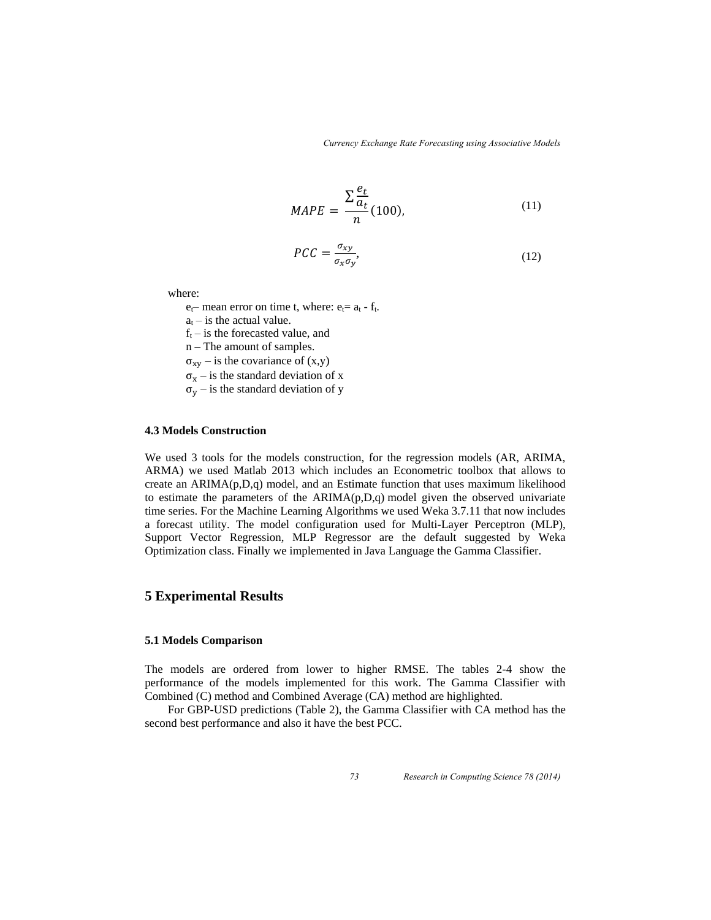$$MAPE = \frac{\sum \frac{e_t}{a_t}}{n}(100), \tag{11}$$

$$PCC = \frac{\sigma_{xy}}{\sigma_x \sigma_y}, \tag{12}$$

where:

$e_t$– mean error on time t, where: $e_t = a_t - f_t$.
$a_t$ – is the actual value.
$f_t$ – is the forecasted value, and
n – The amount of samples.
$\sigma_{xy}$ – is the covariance of (x,y)
$\sigma_x$ – is the standard deviation of x
$\sigma_y$ – is the standard deviation of y

### 4.3 Models Construction

We used 3 tools for the models construction, for the regression models (AR, ARIMA, ARMA) we used Matlab 2013 which includes an Econometric toolbox that allows to create an ARIMA(p,D,q) model, and an Estimate function that uses maximum likelihood to estimate the parameters of the ARIMA(p,D,q) model given the observed univariate time series. For the Machine Learning Algorithms we used Weka 3.7.11 that now includes a forecast utility. The model configuration used for Multi-Layer Perceptron (MLP), Support Vector Regression, MLP Regressor are the default suggested by Weka Optimization class. Finally we implemented in Java Language the Gamma Classifier.

## 5 Experimental Results

### 5.1 Models Comparison

The models are ordered from lower to higher RMSE. The tables 2-4 show the performance of the models implemented for this work. The Gamma Classifier with Combined (C) method and Combined Average (CA) method are highlighted.

For GBP-USD predictions (Table 2), the Gamma Classifier with CA method has the second best performance and also it have the best PCC.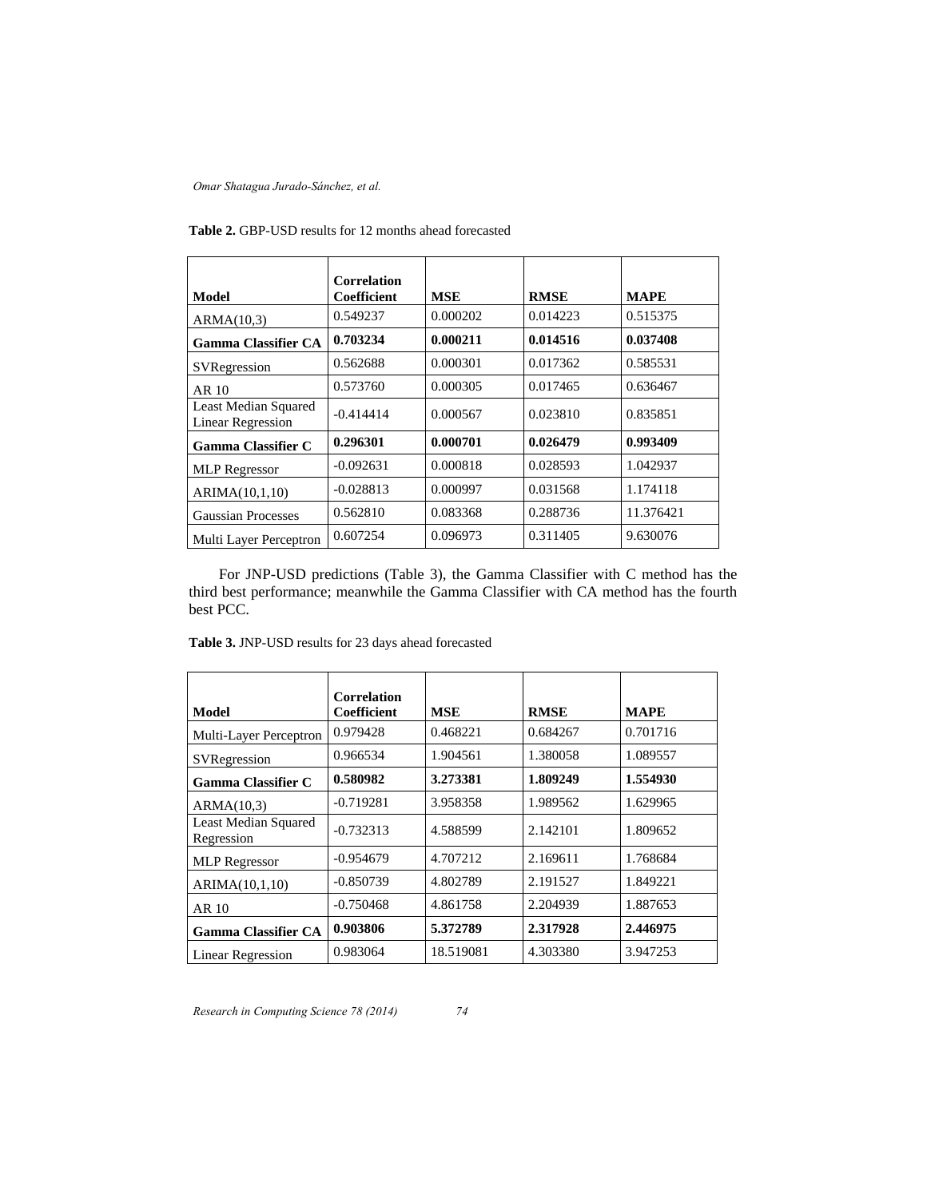**Table 2.** GBP-USD results for 12 months ahead forecasted

| Model | Correlation Coefficient | MSE | RMSE | MAPE |
|---|---|---|---|---|
| ARMA(10,3) | 0.549237 | 0.000202 | 0.014223 | 0.515375 |
| **Gamma Classifier CA** | **0.703234** | **0.000211** | **0.014516** | **0.037408** |
| SVRegression | 0.562688 | 0.000301 | 0.017362 | 0.585531 |
| AR 10 | 0.573760 | 0.000305 | 0.017465 | 0.636467 |
| Least Median Squared Linear Regression | -0.414414 | 0.000567 | 0.023810 | 0.835851 |
| **Gamma Classifier C** | **0.296301** | **0.000701** | **0.026479** | **0.993409** |
| MLP Regressor | -0.092631 | 0.000818 | 0.028593 | 1.042937 |
| ARIMA(10,1,10) | -0.028813 | 0.000997 | 0.031568 | 1.174118 |
| Gaussian Processes | 0.562810 | 0.083368 | 0.288736 | 11.376421 |
| Multi Layer Perceptron | 0.607254 | 0.096973 | 0.311405 | 9.630076 |

For JNP-USD predictions (Table 3), the Gamma Classifier with C method has the third best performance; meanwhile the Gamma Classifier with CA method has the fourth best PCC.

**Table 3.** JNP-USD results for 23 days ahead forecasted

| Model | Correlation Coefficient | MSE | RMSE | MAPE |
|---|---|---|---|---|
| Multi-Layer Perceptron | 0.979428 | 0.468221 | 0.684267 | 0.701716 |
| SVRegression | 0.966534 | 1.904561 | 1.380058 | 1.089557 |
| **Gamma Classifier C** | **0.580982** | **3.273381** | **1.809249** | **1.554930** |
| ARMA(10,3) | -0.719281 | 3.958358 | 1.989562 | 1.629965 |
| Least Median Squared Regression | -0.732313 | 4.588599 | 2.142101 | 1.809652 |
| MLP Regressor | -0.954679 | 4.707212 | 2.169611 | 1.768684 |
| ARIMA(10,1,10) | -0.850739 | 4.802789 | 2.191527 | 1.849221 |
| AR 10 | -0.750468 | 4.861758 | 2.204939 | 1.887653 |
| **Gamma Classifier CA** | **0.903806** | **5.372789** | **2.317928** | **2.446975** |
| Linear Regression | 0.983064 | 18.519081 | 4.303380 | 3.947253 |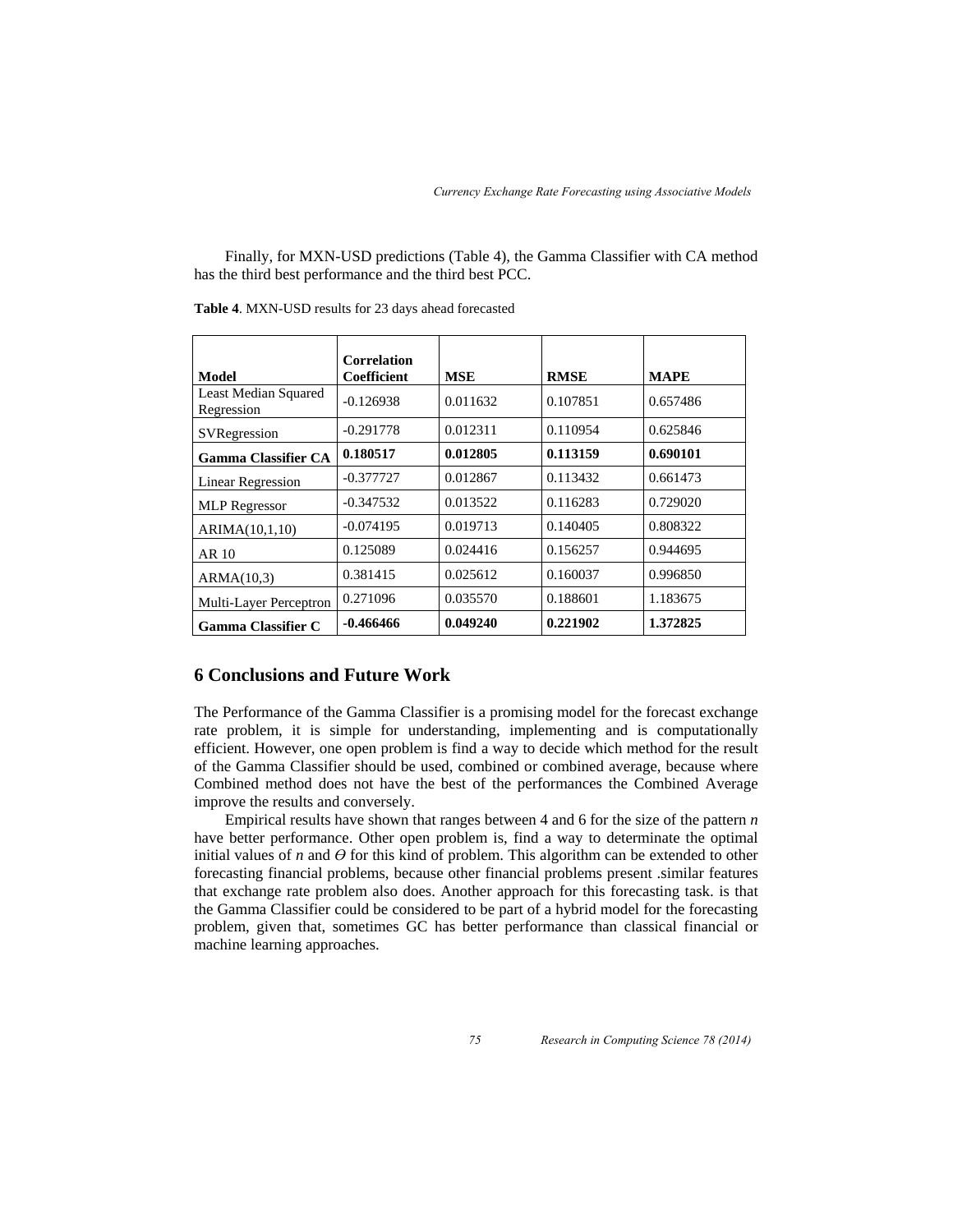Finally, for MXN-USD predictions (Table 4), the Gamma Classifier with CA method has the third best performance and the third best PCC.

**Table 4**. MXN-USD results for 23 days ahead forecasted

| Model | Correlation Coefficient | MSE | RMSE | MAPE |
|---|---|---|---|---|
| Least Median Squared Regression | -0.126938 | 0.011632 | 0.107851 | 0.657486 |
| SVRegression | -0.291778 | 0.012311 | 0.110954 | 0.625846 |
| **Gamma Classifier CA** | **0.180517** | **0.012805** | **0.113159** | **0.690101** |
| Linear Regression | -0.377727 | 0.012867 | 0.113432 | 0.661473 |
| MLP Regressor | -0.347532 | 0.013522 | 0.116283 | 0.729020 |
| ARIMA(10,1,10) | -0.074195 | 0.019713 | 0.140405 | 0.808322 |
| AR 10 | 0.125089 | 0.024416 | 0.156257 | 0.944695 |
| ARMA(10,3) | 0.381415 | 0.025612 | 0.160037 | 0.996850 |
| Multi-Layer Perceptron | 0.271096 | 0.035570 | 0.188601 | 1.183675 |
| **Gamma Classifier C** | **-0.466466** | **0.049240** | **0.221902** | **1.372825** |

## 6 Conclusions and Future Work

The Performance of the Gamma Classifier is a promising model for the forecast exchange rate problem, it is simple for understanding, implementing and is computationally efficient. However, one open problem is find a way to decide which method for the result of the Gamma Classifier should be used, combined or combined average, because where Combined method does not have the best of the performances the Combined Average improve the results and conversely.

Empirical results have shown that ranges between 4 and 6 for the size of the pattern $n$ have better performance. Other open problem is, find a way to determinate the optimal initial values of $n$ and $\Theta$ for this kind of problem. This algorithm can be extended to other forecasting financial problems, because other financial problems present .similar features that exchange rate problem also does. Another approach for this forecasting task. is that the Gamma Classifier could be considered to be part of a hybrid model for the forecasting problem, given that, sometimes GC has better performance than classical financial or machine learning approaches.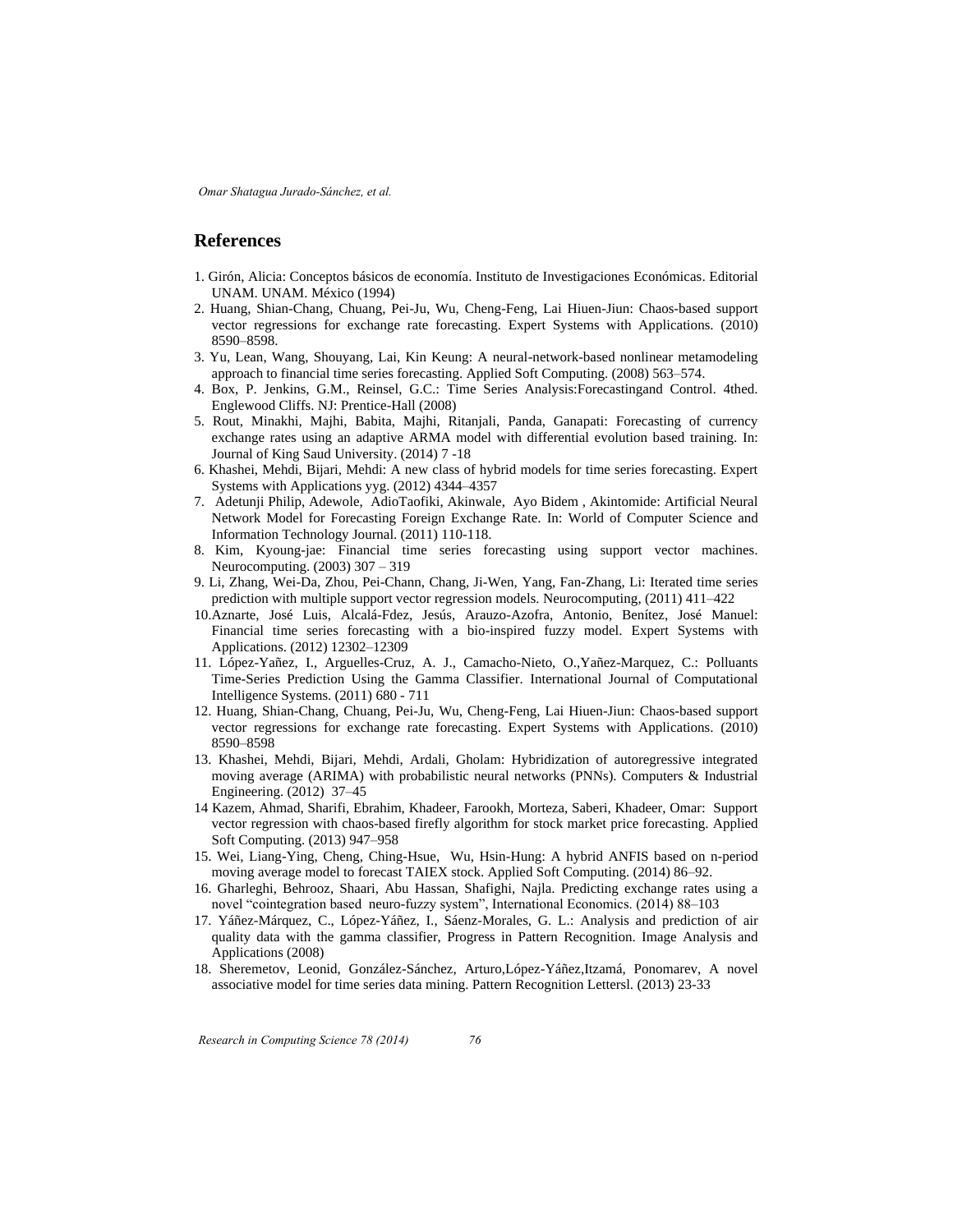## References

1. Girón, Alicia: Conceptos básicos de economía. Instituto de Investigaciones Económicas. Editorial UNAM. UNAM. México (1994)
2. Huang, Shian-Chang, Chuang, Pei-Ju, Wu, Cheng-Feng, Lai Hiuen-Jiun: Chaos-based support vector regressions for exchange rate forecasting. Expert Systems with Applications. (2010) 8590–8598.
3. Yu, Lean, Wang, Shouyang, Lai, Kin Keung: A neural-network-based nonlinear metamodeling approach to financial time series forecasting. Applied Soft Computing. (2008) 563–574.
4. Box, P. Jenkins, G.M., Reinsel, G.C.: Time Series Analysis:Forecastingand Control. 4thed. Englewood Cliffs. NJ: Prentice-Hall (2008)
5. Rout, Minakhi, Majhi, Babita, Majhi, Ritanjali, Panda, Ganapati: Forecasting of currency exchange rates using an adaptive ARMA model with differential evolution based training. In: Journal of King Saud University. (2014) 7 -18
6. Khashei, Mehdi, Bijari, Mehdi: A new class of hybrid models for time series forecasting. Expert Systems with Applications yyg. (2012) 4344–4357
7. Adetunji Philip, Adewole, AdioTaofiki, Akinwale, Ayo Bidem , Akintomide: Artificial Neural Network Model for Forecasting Foreign Exchange Rate. In: World of Computer Science and Information Technology Journal. (2011) 110-118.
8. Kim, Kyoung-jae: Financial time series forecasting using support vector machines. Neurocomputing. (2003) 307 – 319
9. Li, Zhang, Wei-Da, Zhou, Pei-Chann, Chang, Ji-Wen, Yang, Fan-Zhang, Li: Iterated time series prediction with multiple support vector regression models. Neurocomputing, (2011) 411–422
10. Aznarte, José Luis, Alcalá-Fdez, Jesús, Arauzo-Azofra, Antonio, Benítez, José Manuel: Financial time series forecasting with a bio-inspired fuzzy model. Expert Systems with Applications. (2012) 12302–12309
11. López-Yañez, I., Arguelles-Cruz, A. J., Camacho-Nieto, O.,Yañez-Marquez, C.: Polluants Time-Series Prediction Using the Gamma Classifier. International Journal of Computational Intelligence Systems. (2011) 680 - 711
12. Huang, Shian-Chang, Chuang, Pei-Ju, Wu, Cheng-Feng, Lai Hiuen-Jiun: Chaos-based support vector regressions for exchange rate forecasting. Expert Systems with Applications. (2010) 8590–8598
13. Khashei, Mehdi, Bijari, Mehdi, Ardali, Gholam: Hybridization of autoregressive integrated moving average (ARIMA) with probabilistic neural networks (PNNs). Computers & Industrial Engineering. (2012) 37–45
14. Kazem, Ahmad, Sharifi, Ebrahim, Khadeer, Farookh, Morteza, Saberi, Khadeer, Omar: Support vector regression with chaos-based firefly algorithm for stock market price forecasting. Applied Soft Computing. (2013) 947–958
15. Wei, Liang-Ying, Cheng, Ching-Hsue, Wu, Hsin-Hung: A hybrid ANFIS based on n-period moving average model to forecast TAIEX stock. Applied Soft Computing. (2014) 86–92.
16. Gharleghi, Behrooz, Shaari, Abu Hassan, Shafighi, Najla. Predicting exchange rates using a novel "cointegration based neuro-fuzzy system", International Economics. (2014) 88–103
17. Yáñez-Márquez, C., López-Yáñez, I., Sáenz-Morales, G. L.: Analysis and prediction of air quality data with the gamma classifier, Progress in Pattern Recognition. Image Analysis and Applications (2008)
18. Sheremetov, Leonid, González-Sánchez, Arturo,López-Yáñez,Itzamá, Ponomarev, A novel associative model for time series data mining. Pattern Recognition Lettersl. (2013) 23-33